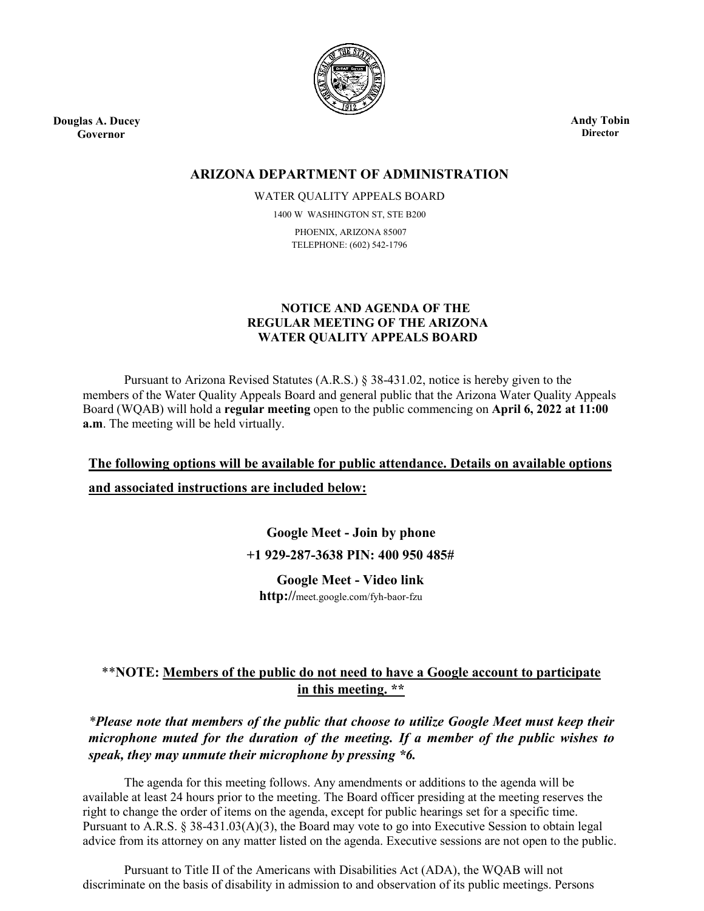**Douglas A. Ducey**
**Governor**

**Andy Tobin**
**Director**

# ARIZONA DEPARTMENT OF ADMINISTRATION

WATER QUALITY APPEALS BOARD

1400 W WASHINGTON ST, STE B200

PHOENIX, ARIZONA 85007

TELEPHONE: (602) 542-1796

## NOTICE AND AGENDA OF THE REGULAR MEETING OF THE ARIZONA WATER QUALITY APPEALS BOARD

Pursuant to Arizona Revised Statutes (A.R.S.) § 38-431.02, notice is hereby given to the members of the Water Quality Appeals Board and general public that the Arizona Water Quality Appeals Board (WQAB) will hold a **regular meeting** open to the public commencing on **April 6, 2022 at 11:00 a.m**. The meeting will be held virtually.

**The following options will be available for public attendance. Details on available options and associated instructions are included below:**

**Google Meet - Join by phone**

**+1 929-287-3638 PIN: 400 950 485#**

**Google Meet - Video link**

**http://**meet.google.com/fyh-baor-fzu

**\*\*NOTE: Members of the public do not need to have a Google account to participate in this meeting. \*\***

***Please note that members of the public that choose to utilize Google Meet must keep their microphone muted for the duration of the meeting. If a member of the public wishes to speak, they may unmute their microphone by pressing *6.***

The agenda for this meeting follows. Any amendments or additions to the agenda will be available at least 24 hours prior to the meeting. The Board officer presiding at the meeting reserves the right to change the order of items on the agenda, except for public hearings set for a specific time. Pursuant to A.R.S. § 38-431.03(A)(3), the Board may vote to go into Executive Session to obtain legal advice from its attorney on any matter listed on the agenda. Executive sessions are not open to the public.

Pursuant to Title II of the Americans with Disabilities Act (ADA), the WQAB will not discriminate on the basis of disability in admission to and observation of its public meetings. Persons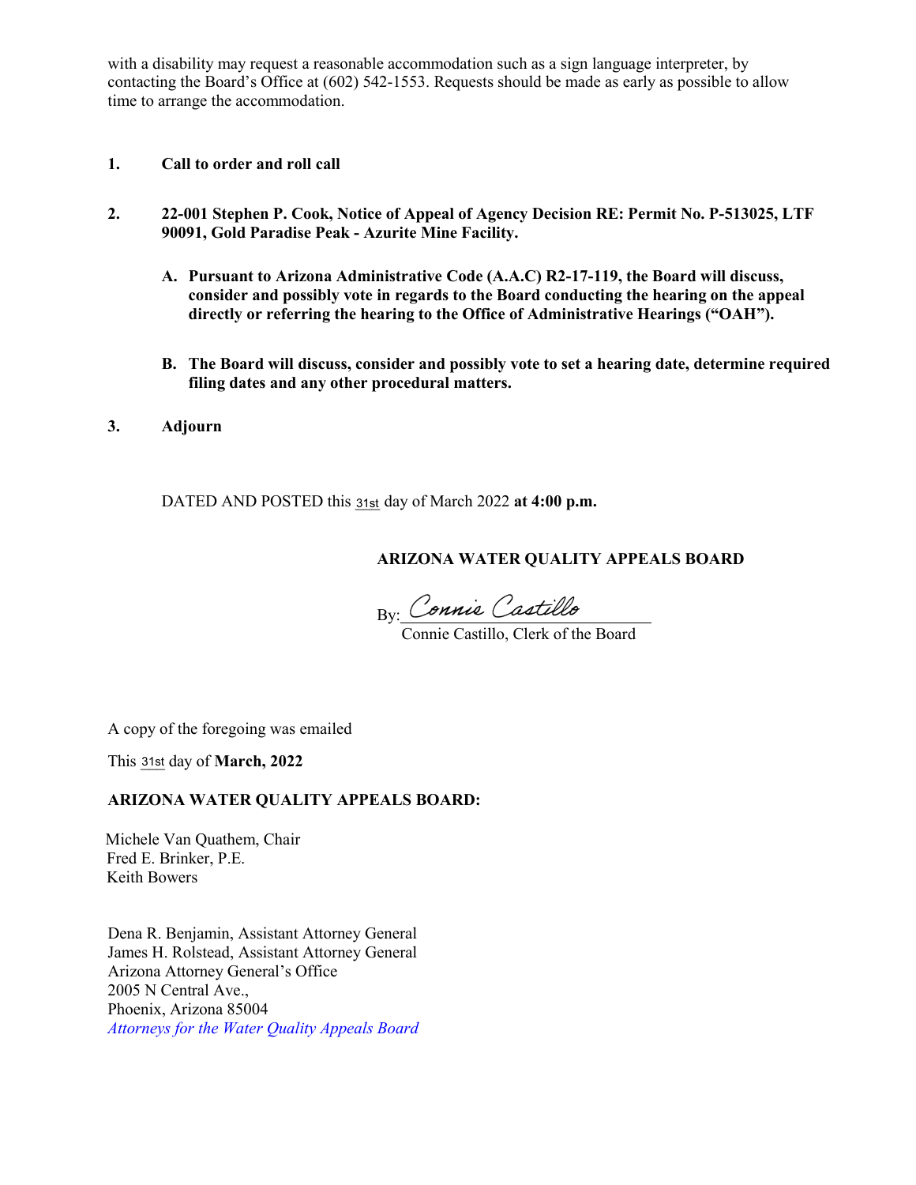with a disability may request a reasonable accommodation such as a sign language interpreter, by contacting the Board's Office at (602) 542-1553. Requests should be made as early as possible to allow time to arrange the accommodation.

1. **Call to order and roll call**

2. **22-001 Stephen P. Cook, Notice of Appeal of Agency Decision RE: Permit No. P-513025, LTF 90091, Gold Paradise Peak - Azurite Mine Facility.**

   A. **Pursuant to Arizona Administrative Code (A.A.C) R2-17-119, the Board will discuss, consider and possibly vote in regards to the Board conducting the hearing on the appeal directly or referring the hearing to the Office of Administrative Hearings ("OAH").**

   B. **The Board will discuss, consider and possibly vote to set a hearing date, determine required filing dates and any other procedural matters.**

3. **Adjourn**

DATED AND POSTED this 31st day of March 2022 **at 4:00 p.m.**

**ARIZONA WATER QUALITY APPEALS BOARD**

By: Connie Castillo
Connie Castillo, Clerk of the Board

A copy of the foregoing was emailed

This 31st day of **March, 2022**

**ARIZONA WATER QUALITY APPEALS BOARD:**

Michele Van Quathem, Chair
Fred E. Brinker, P.E.
Keith Bowers

Dena R. Benjamin, Assistant Attorney General
James H. Rolstead, Assistant Attorney General
Arizona Attorney General's Office
2005 N Central Ave.,
Phoenix, Arizona 85004
*Attorneys for the Water Quality Appeals Board*